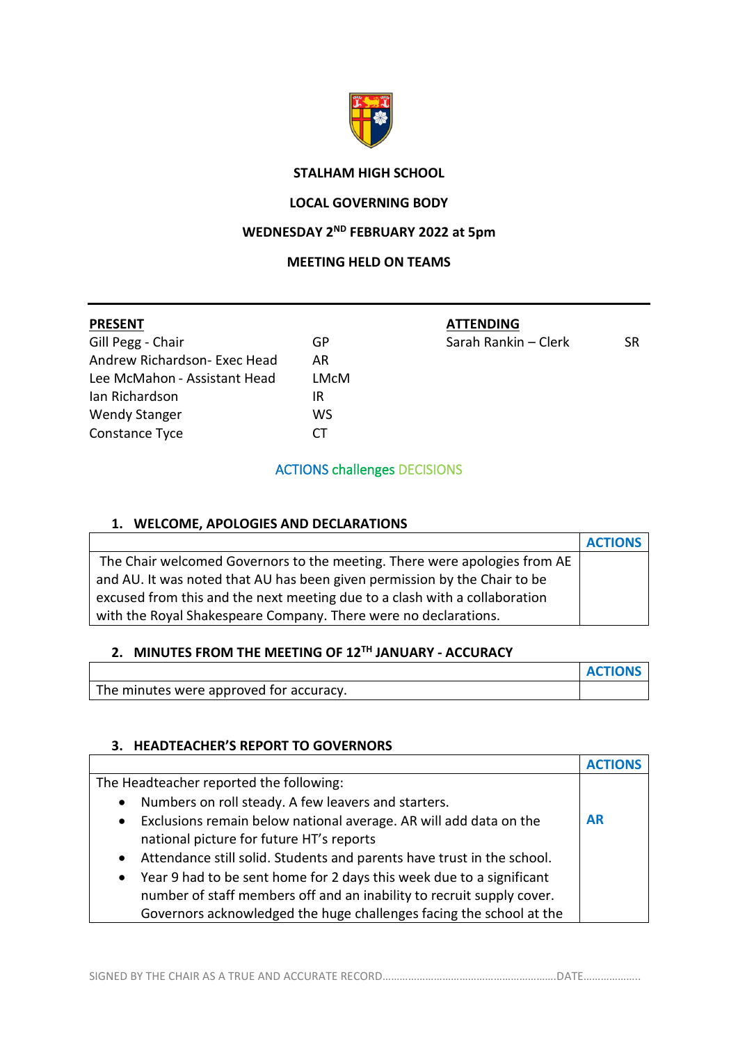**STALHAM HIGH SCHOOL**

**LOCAL GOVERNING BODY**

**WEDNESDAY 2ND FEBRUARY 2022 at 5pm**

**MEETING HELD ON TEAMS**

| PRESENT | | ATTENDING | |
|---|---|---|---|
| Gill Pegg - Chair | GP | Sarah Rankin – Clerk | SR |
| Andrew Richardson- Exec Head | AR | | |
| Lee McMahon - Assistant Head | LMcM | | |
| Ian Richardson | IR | | |
| Wendy Stanger | WS | | |
| Constance Tyce | CT | | |

ACTIONS challenges DECISIONS

## 1. WELCOME, APOLOGIES AND DECLARATIONS

| | ACTIONS |
|---|---|
| The Chair welcomed Governors to the meeting. There were apologies from AE and AU. It was noted that AU has been given permission by the Chair to be excused from this and the next meeting due to a clash with a collaboration with the Royal Shakespeare Company. There were no declarations. | |

## 2. MINUTES FROM THE MEETING OF 12TH JANUARY - ACCURACY

| | ACTIONS |
|---|---|
| The minutes were approved for accuracy. | |

## 3. HEADTEACHER'S REPORT TO GOVERNORS

| | ACTIONS |
|---|---|
| The Headteacher reported the following:<br>• Numbers on roll steady. A few leavers and starters.<br>• Exclusions remain below national average. AR will add data on the national picture for future HT's reports<br>• Attendance still solid. Students and parents have trust in the school.<br>• Year 9 had to be sent home for 2 days this week due to a significant number of staff members off and an inability to recruit supply cover. Governors acknowledged the huge challenges facing the school at the | AR |

SIGNED BY THE CHAIR AS A TRUE AND ACCURATE RECORD……………………………………………………DATE………………..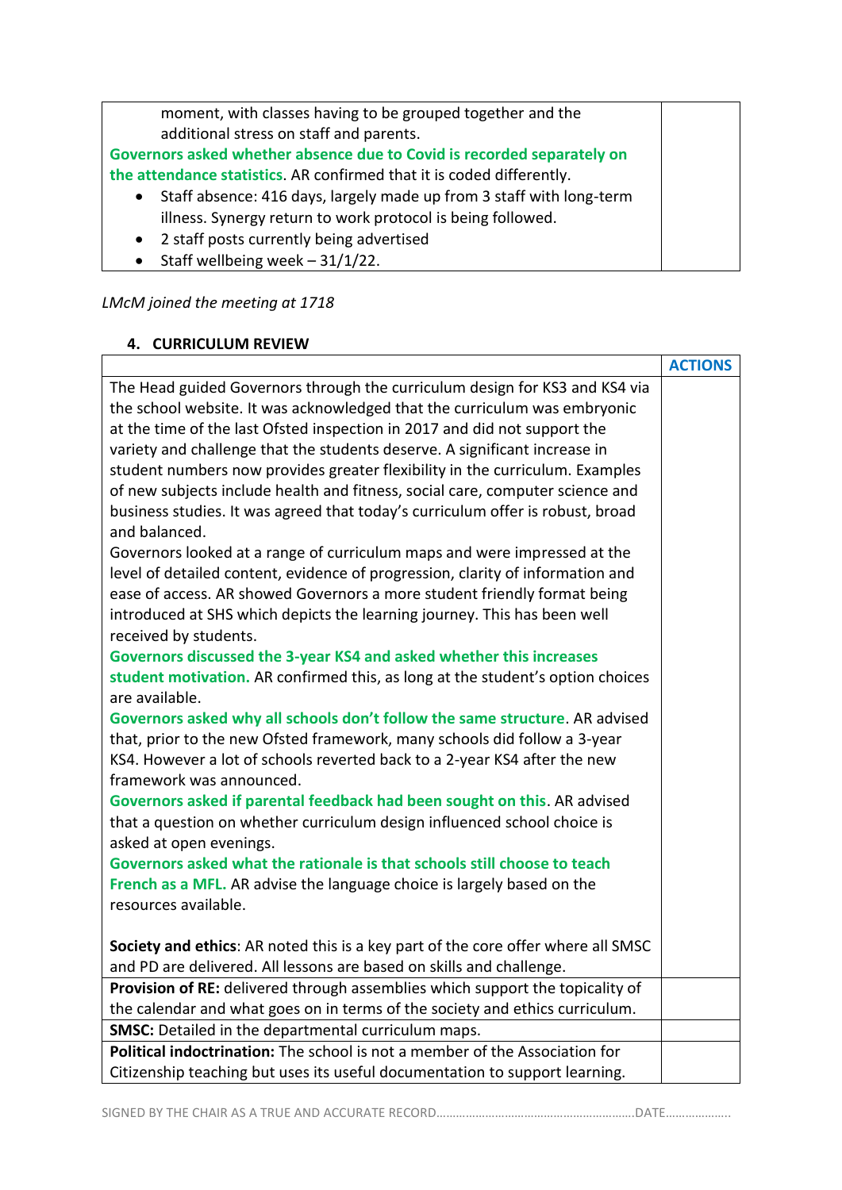| | |
|---|---|
| moment, with classes having to be grouped together and the additional stress on staff and parents.<br>**Governors asked whether absence due to Covid is recorded separately on the attendance statistics**. AR confirmed that it is coded differently.<br>• Staff absence: 416 days, largely made up from 3 staff with long-term illness. Synergy return to work protocol is being followed.<br>• 2 staff posts currently being advertised<br>• Staff wellbeing week – 31/1/22. | |

*LMcM joined the meeting at 1718*

## 4. CURRICULUM REVIEW

| | ACTIONS |
|---|---|
| The Head guided Governors through the curriculum design for KS3 and KS4 via the school website. It was acknowledged that the curriculum was embryonic at the time of the last Ofsted inspection in 2017 and did not support the variety and challenge that the students deserve. A significant increase in student numbers now provides greater flexibility in the curriculum. Examples of new subjects include health and fitness, social care, computer science and business studies. It was agreed that today's curriculum offer is robust, broad and balanced.<br>Governors looked at a range of curriculum maps and were impressed at the level of detailed content, evidence of progression, clarity of information and ease of access. AR showed Governors a more student friendly format being introduced at SHS which depicts the learning journey. This has been well received by students.<br>**Governors discussed the 3-year KS4 and asked whether this increases student motivation.** AR confirmed this, as long at the student's option choices are available.<br>**Governors asked why all schools don't follow the same structure**. AR advised that, prior to the new Ofsted framework, many schools did follow a 3-year KS4. However a lot of schools reverted back to a 2-year KS4 after the new framework was announced.<br>**Governors asked if parental feedback had been sought on this**. AR advised that a question on whether curriculum design influenced school choice is asked at open evenings.<br>**Governors asked what the rationale is that schools still choose to teach French as a MFL.** AR advise the language choice is largely based on the resources available.<br><br>**Society and ethics**: AR noted this is a key part of the core offer where all SMSC and PD are delivered. All lessons are based on skills and challenge. | |
| **Provision of RE:** delivered through assemblies which support the topicality of the calendar and what goes on in terms of the society and ethics curriculum. | |
| **SMSC:** Detailed in the departmental curriculum maps. | |
| **Political indoctrination:** The school is not a member of the Association for Citizenship teaching but uses its useful documentation to support learning. | |

SIGNED BY THE CHAIR AS A TRUE AND ACCURATE RECORD……………………………………………………DATE………………..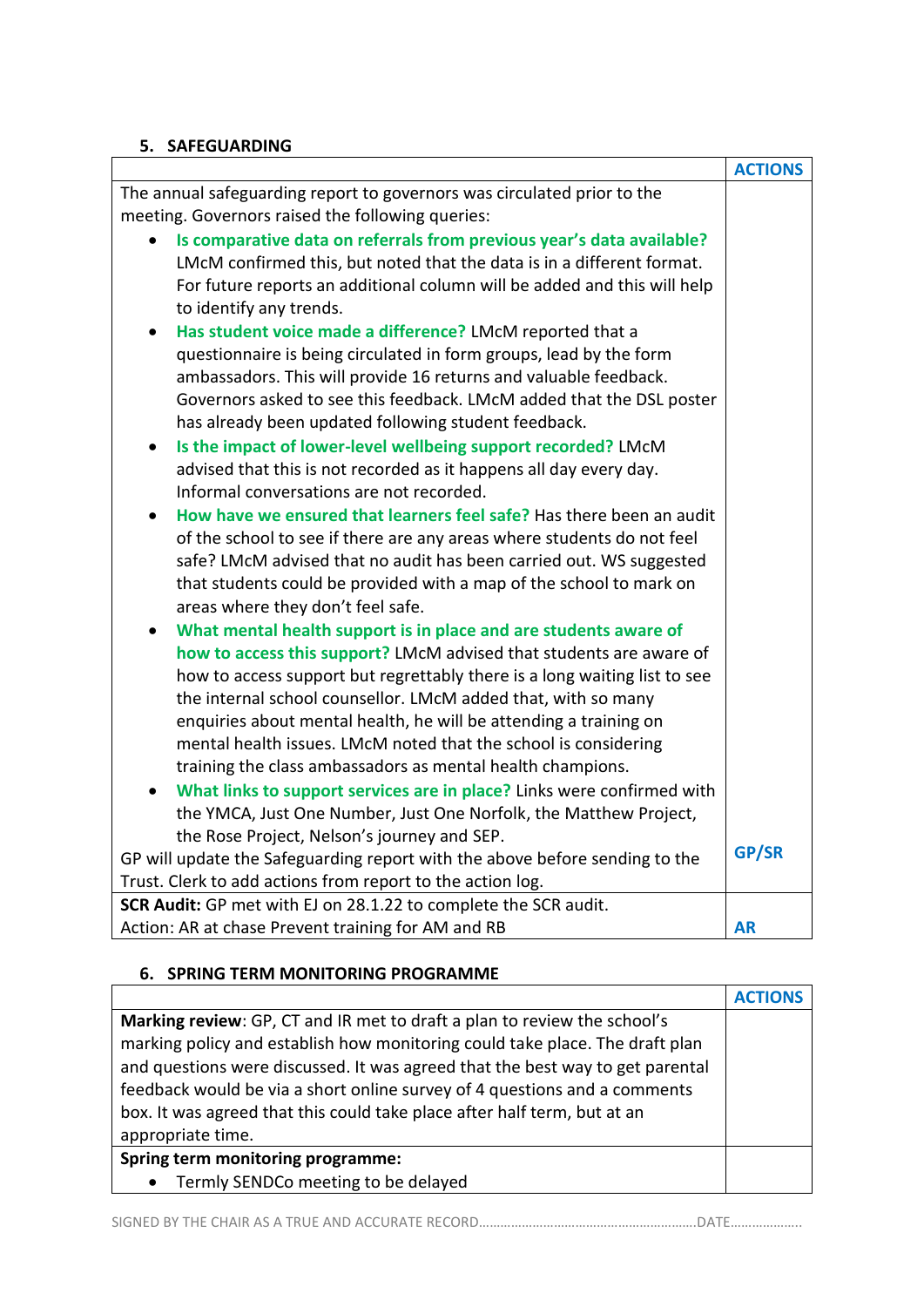## 5. SAFEGUARDING

| | ACTIONS |
|---|---|
| The annual safeguarding report to governors was circulated prior to the meeting. Governors raised the following queries:<br>• **Is comparative data on referrals from previous year's data available?** LMcM confirmed this, but noted that the data is in a different format. For future reports an additional column will be added and this will help to identify any trends.<br>• **Has student voice made a difference?** LMcM reported that a questionnaire is being circulated in form groups, lead by the form ambassadors. This will provide 16 returns and valuable feedback. Governors asked to see this feedback. LMcM added that the DSL poster has already been updated following student feedback.<br>• **Is the impact of lower-level wellbeing support recorded?** LMcM advised that this is not recorded as it happens all day every day. Informal conversations are not recorded.<br>• **How have we ensured that learners feel safe?** Has there been an audit of the school to see if there are any areas where students do not feel safe? LMcM advised that no audit has been carried out. WS suggested that students could be provided with a map of the school to mark on areas where they don't feel safe.<br>• **What mental health support is in place and are students aware of how to access this support?** LMcM advised that students are aware of how to access support but regrettably there is a long waiting list to see the internal school counsellor. LMcM added that, with so many enquiries about mental health, he will be attending a training on mental health issues. LMcM noted that the school is considering training the class ambassadors as mental health champions.<br>• **What links to support services are in place?** Links were confirmed with the YMCA, Just One Number, Just One Norfolk, the Matthew Project, the Rose Project, Nelson's journey and SEP.<br>GP will update the Safeguarding report with the above before sending to the Trust. Clerk to add actions from report to the action log. | GP/SR |
| **SCR Audit:** GP met with EJ on 28.1.22 to complete the SCR audit.<br>Action: AR at chase Prevent training for AM and RB | AR |

## 6. SPRING TERM MONITORING PROGRAMME

| | ACTIONS |
|---|---|
| **Marking review**: GP, CT and IR met to draft a plan to review the school's marking policy and establish how monitoring could take place. The draft plan and questions were discussed. It was agreed that the best way to get parental feedback would be via a short online survey of 4 questions and a comments box. It was agreed that this could take place after half term, but at an appropriate time. | |
| **Spring term monitoring programme:**<br>• Termly SENDCo meeting to be delayed | |

SIGNED BY THE CHAIR AS A TRUE AND ACCURATE RECORD……………………………………………………DATE………………..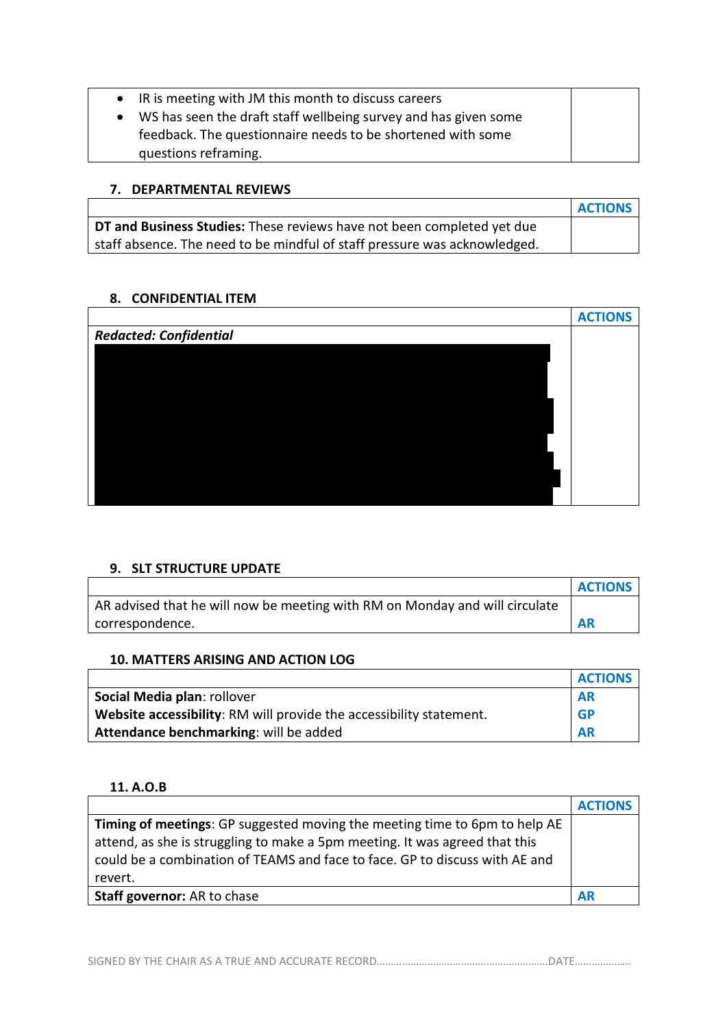|  |  |
|---|---|
| • IR is meeting with JM this month to discuss careers<br>• WS has seen the draft staff wellbeing survey and has given some feedback. The questionnaire needs to be shortened with some questions reframing. |  |

## 7. DEPARTMENTAL REVIEWS

|  | ACTIONS |
|---|---|
| **DT and Business Studies:** These reviews have not been completed yet due staff absence. The need to be mindful of staff pressure was acknowledged. |  |

## 8. CONFIDENTIAL ITEM

|  | ACTIONS |
|---|---|
| ***Redacted: Confidential*** |  |

## 9. SLT STRUCTURE UPDATE

|  | ACTIONS |
|---|---|
| AR advised that he will now be meeting with RM on Monday and will circulate correspondence. | AR |

## 10. MATTERS ARISING AND ACTION LOG

|  | ACTIONS |
|---|---|
| **Social Media plan**: rollover | AR |
| **Website accessibility**: RM will provide the accessibility statement. | GP |
| **Attendance benchmarking**: will be added | AR |

## 11. A.O.B

|  | ACTIONS |
|---|---|
| **Timing of meetings**: GP suggested moving the meeting time to 6pm to help AE attend, as she is struggling to make a 5pm meeting. It was agreed that this could be a combination of TEAMS and face to face. GP to discuss with AE and revert. |  |
| **Staff governor:** AR to chase | AR |

SIGNED BY THE CHAIR AS A TRUE AND ACCURATE RECORD……………………………………………………………DATE………………….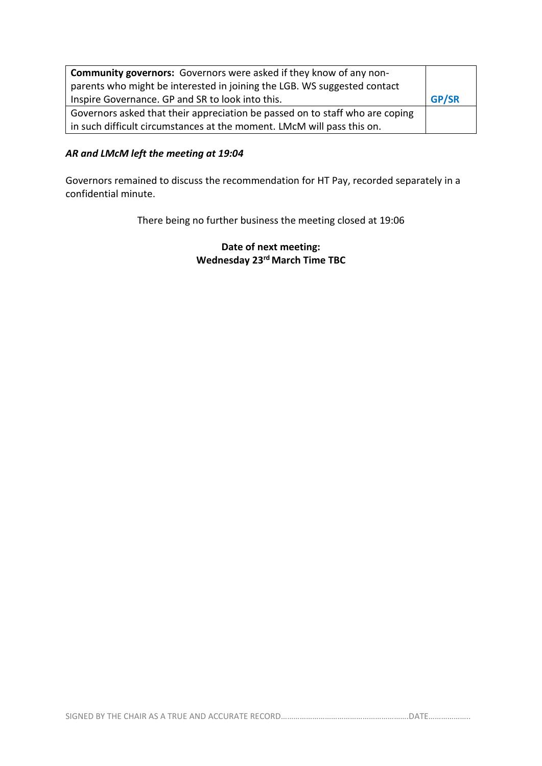| | |
|---|---|
| **Community governors:** Governors were asked if they know of any non-parents who might be interested in joining the LGB. WS suggested contact Inspire Governance. GP and SR to look into this. | **GP/SR** |
| Governors asked that their appreciation be passed on to staff who are coping in such difficult circumstances at the moment. LMcM will pass this on. | |

***AR and LMcM left the meeting at 19:04***

Governors remained to discuss the recommendation for HT Pay, recorded separately in a confidential minute.

There being no further business the meeting closed at 19:06

**Date of next meeting:**
**Wednesday 23rd March Time TBC**

SIGNED BY THE CHAIR AS A TRUE AND ACCURATE RECORD……………………………………………………DATE………………..